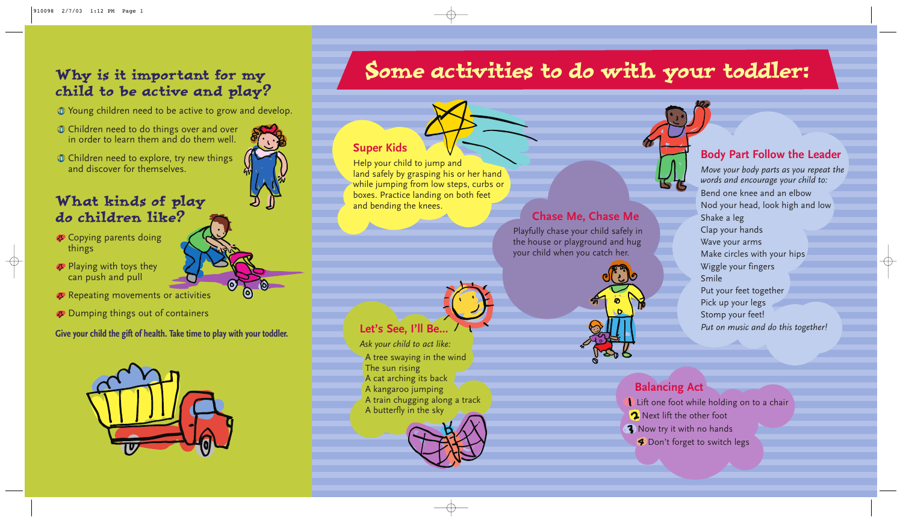## Why is it important for my child to be active and play?

- Young children need to be active to grow and develop.
- Children need to do things over and over in order to learn them and do them well.
- Children need to explore, try new things and discover for themselves.

## What kinds of play do children like?

- Copying parents doing things
- Playing with toys they can push and pull
- Repeating movements or activities
- Dumping things out of containers

**Give your child the gift of health. Take time to play with your toddler.**

# Some activities to do with your toddler:

### Super Kids

Help your child to jump and land safely by grasping his or her hand while jumping from low steps, curbs or boxes. Practice landing on both feet and bending the knees.

### Chase Me, Chase Me

Playfully chase your child safely in the house or playground and hug your child when you catch her.

### Body Part Follow the Leader

*Move your body parts as you repeat the words and encourage your child to:*

Bend one knee and an elbow
Nod your head, look high and low
Shake a leg
Clap your hands
Wave your arms
Make circles with your hips
Wiggle your fingers
Smile
Put your feet together
Pick up your legs
Stomp your feet!
*Put on music and do this together!*

### Let's See, I'll Be...

*Ask your child to act like:*

A tree swaying in the wind
The sun rising
A cat arching its back
A kangaroo jumping
A train chugging along a track
A butterfly in the sky

### Balancing Act

1. Lift one foot while holding on to a chair
2. Next lift the other foot
3. Now try it with no hands
4. Don't forget to switch legs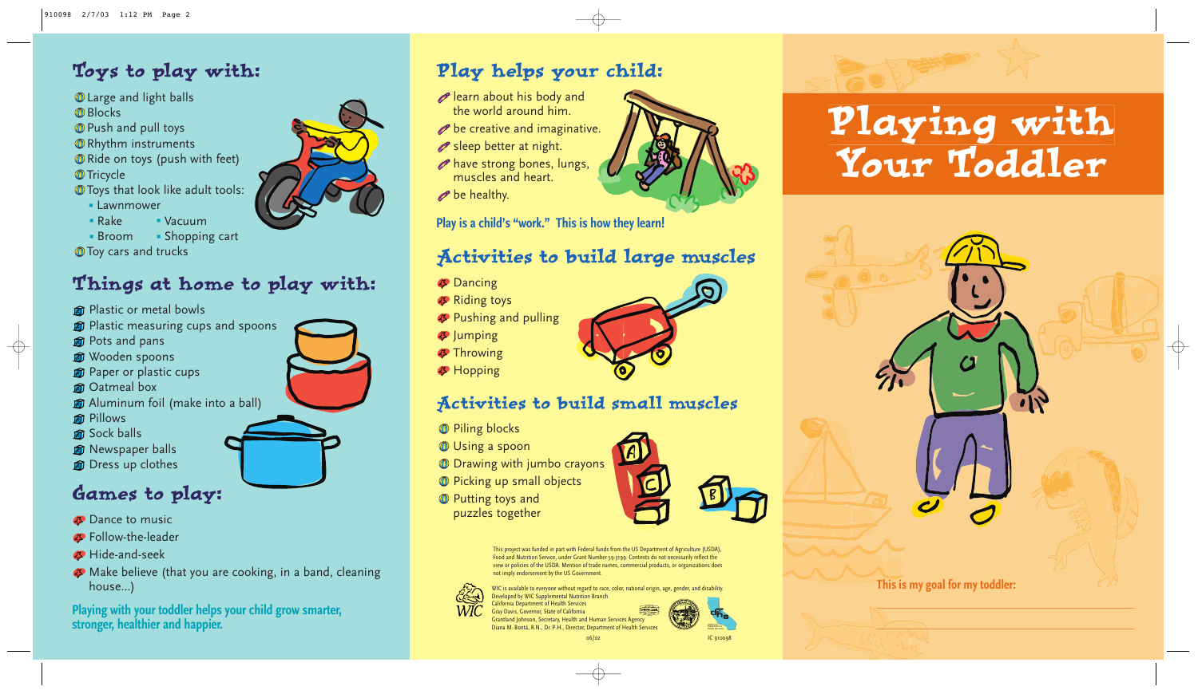## Toys to play with:

- Large and light balls
- Blocks
- Push and pull toys
- Rhythm instruments
- Ride on toys (push with feet)
- Tricycle
- Toys that look like adult tools:
  - Lawnmower
  - Rake
  - Vacuum
  - Broom
  - Shopping cart
- Toy cars and trucks

## Things at home to play with:

- Plastic or metal bowls
- Plastic measuring cups and spoons
- Pots and pans
- Wooden spoons
- Paper or plastic cups
- Oatmeal box
- Aluminum foil (make into a ball)
- Pillows
- Sock balls
- Newspaper balls
- Dress up clothes

## Games to play:

- Dance to music
- Follow-the-leader
- Hide-and-seek
- Make believe (that you are cooking, in a band, cleaning house...)

**Playing with your toddler helps your child grow smarter, stronger, healthier and happier.**

## Play helps your child:

- learn about his body and the world around him.
- be creative and imaginative.
- sleep better at night.
- have strong bones, lungs, muscles and heart.
- be healthy.

**Play is a child's "work." This is how they learn!**

## Activities to build large muscles

- Dancing
- Riding toys
- Pushing and pulling
- Jumping
- Throwing
- Hopping

## Activities to build small muscles

- Piling blocks
- Using a spoon
- Drawing with jumbo crayons
- Picking up small objects
- Putting toys and puzzles together

This project was funded in part with Federal funds from the US Department of Agriculture (USDA), Food and Nutrition Service, under Grant Number 59-3199. Contents do not necessarily reflect the view or policies of the USDA. Mention of trade names, commercial products, or organizations does not imply endorsement by the US Government.

WIC is available to everyone without regard to race, color, national origin, age, gender, and disability.
Developed by WIC Supplemental Nutrition Branch
California Department of Health Services
Gray Davis, Governor, State of California
Grantland Johnson, Secretary, Health and Human Services Agency
Diana M. Bontá, R.N., Dr. P.H., Director, Department of Health Services

06/02

IC 910098

# Playing with Your Toddler

**This is my goal for my toddler:**

\_\_\_\_\_\_\_\_\_\_\_\_\_\_\_\_\_\_\_\_\_\_\_\_\_\_\_\_\_\_\_\_\_\_\_\_\_\_\_\_

\_\_\_\_\_\_\_\_\_\_\_\_\_\_\_\_\_\_\_\_\_\_\_\_\_\_\_\_\_\_\_\_\_\_\_\_\_\_\_\_